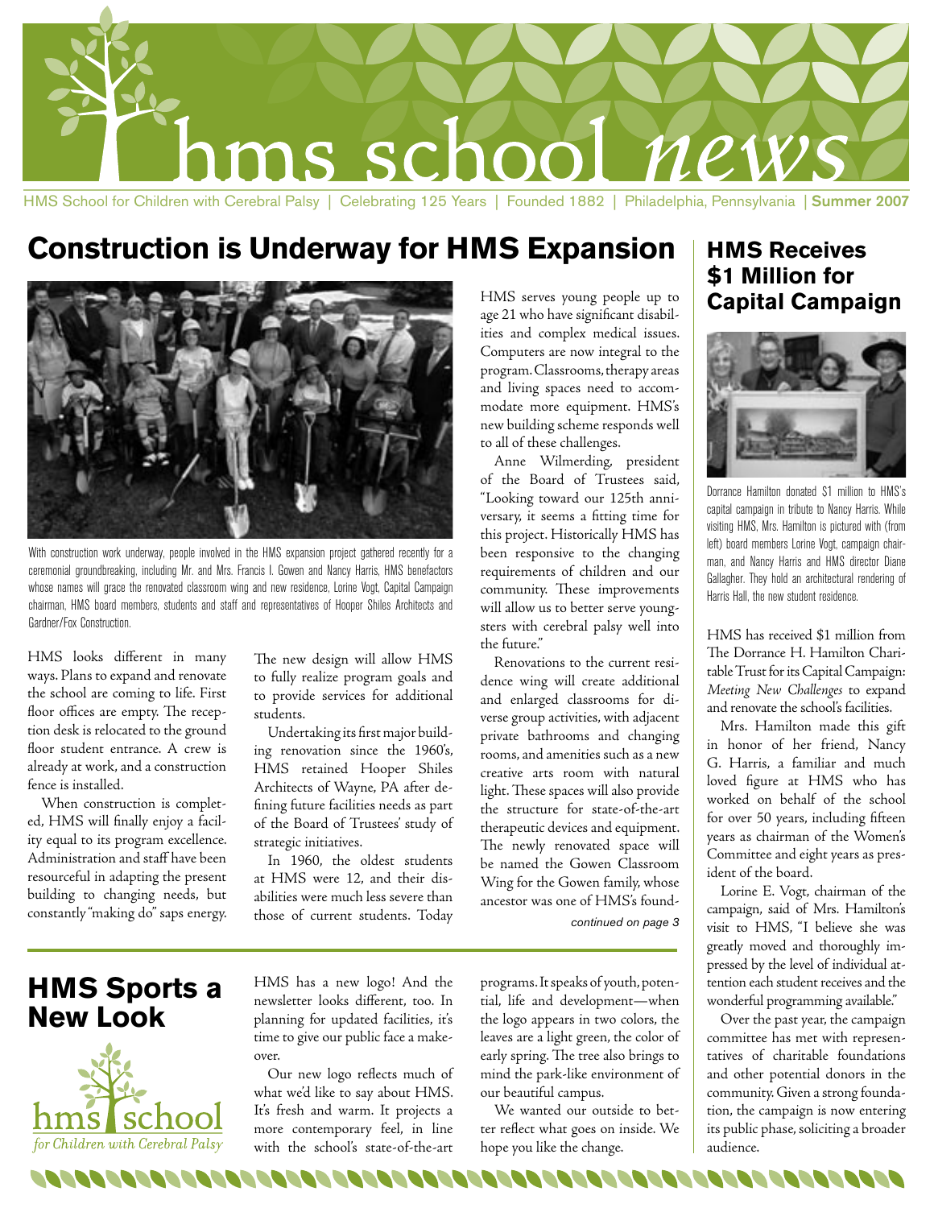# hms school *news*

HMS School for Children with Cerebral Palsy | Celebrating 125 Years | Founded 1882 | Philadelphia, Pennsylvania | **Summer 2007**

## Construction is Underway for HMS Expansion

With construction work underway, people involved in the HMS expansion project gathered recently for a ceremonial groundbreaking, including Mr. and Mrs. Francis I. Gowen and Nancy Harris, HMS benefactors whose names will grace the renovated classroom wing and new residence, Lorine Vogt, Capital Campaign chairman, HMS board members, students and staff and representatives of Hooper Shiles Architects and Gardner/Fox Construction.

HMS looks different in many ways. Plans to expand and renovate the school are coming to life. First floor offices are empty. The reception desk is relocated to the ground floor student entrance. A crew is already at work, and a construction fence is installed.

When construction is completed, HMS will finally enjoy a facility equal to its program excellence. Administration and staff have been resourceful in adapting the present building to changing needs, but constantly "making do" saps energy. The new design will allow HMS to fully realize program goals and to provide services for additional students.

Undertaking its first major building renovation since the 1960's, HMS retained Hooper Shiles Architects of Wayne, PA after defining future facilities needs as part of the Board of Trustees' study of strategic initiatives.

In 1960, the oldest students at HMS were 12, and their disabilities were much less severe than those of current students. Today HMS serves young people up to age 21 who have significant disabilities and complex medical issues. Computers are now integral to the program. Classrooms, therapy areas and living spaces need to accommodate more equipment. HMS's new building scheme responds well to all of these challenges.

Anne Wilmerding, president of the Board of Trustees said, "Looking toward our 125th anniversary, it seems a fitting time for this project. Historically HMS has been responsive to the changing requirements of children and our community. These improvements will allow us to better serve youngsters with cerebral palsy well into the future."

Renovations to the current residence wing will create additional and enlarged classrooms for diverse group activities, with adjacent private bathrooms and changing rooms, and amenities such as a new creative arts room with natural light. These spaces will also provide the structure for state-of-the-art therapeutic devices and equipment. The newly renovated space will be named the Gowen Classroom Wing for the Gowen family, whose ancestor was one of HMS's found-

*continued on page 3*

## HMS Receives $1 Million for Capital Campaign

Dorrance Hamilton donated $1 million to HMS's capital campaign in tribute to Nancy Harris. While visiting HMS, Mrs. Hamilton is pictured with (from left) board members Lorine Vogt, campaign chairman, and Nancy Harris and HMS director Diane Gallagher. They hold an architectural rendering of Harris Hall, the new student residence.

HMS has received $1 million from The Dorrance H. Hamilton Charitable Trust for its Capital Campaign: *Meeting New Challenges* to expand and renovate the school's facilities.

Mrs. Hamilton made this gift in honor of her friend, Nancy G. Harris, a familiar and much loved figure at HMS who has worked on behalf of the school for over 50 years, including fifteen years as chairman of the Women's Committee and eight years as president of the board.

Lorine E. Vogt, chairman of the campaign, said of Mrs. Hamilton's visit to HMS, "I believe she was greatly moved and thoroughly impressed by the level of individual attention each student receives and the wonderful programming available."

Over the past year, the campaign committee has met with representatives of charitable foundations and other potential donors in the community. Given a strong foundation, the campaign is now entering its public phase, soliciting a broader audience.

## HMS Sports a New Look

hms school *for Children with Cerebral Palsy*

HMS has a new logo! And the newsletter looks different, too. In planning for updated facilities, it's time to give our public face a makeover.

Our new logo reflects much of what we'd like to say about HMS. It's fresh and warm. It projects a more contemporary feel, in line with the school's state-of-the-art programs. It speaks of youth, potential, life and development—when the logo appears in two colors, the leaves are a light green, the color of early spring. The tree also brings to mind the park-like environment of our beautiful campus.

We wanted our outside to better reflect what goes on inside. We hope you like the change.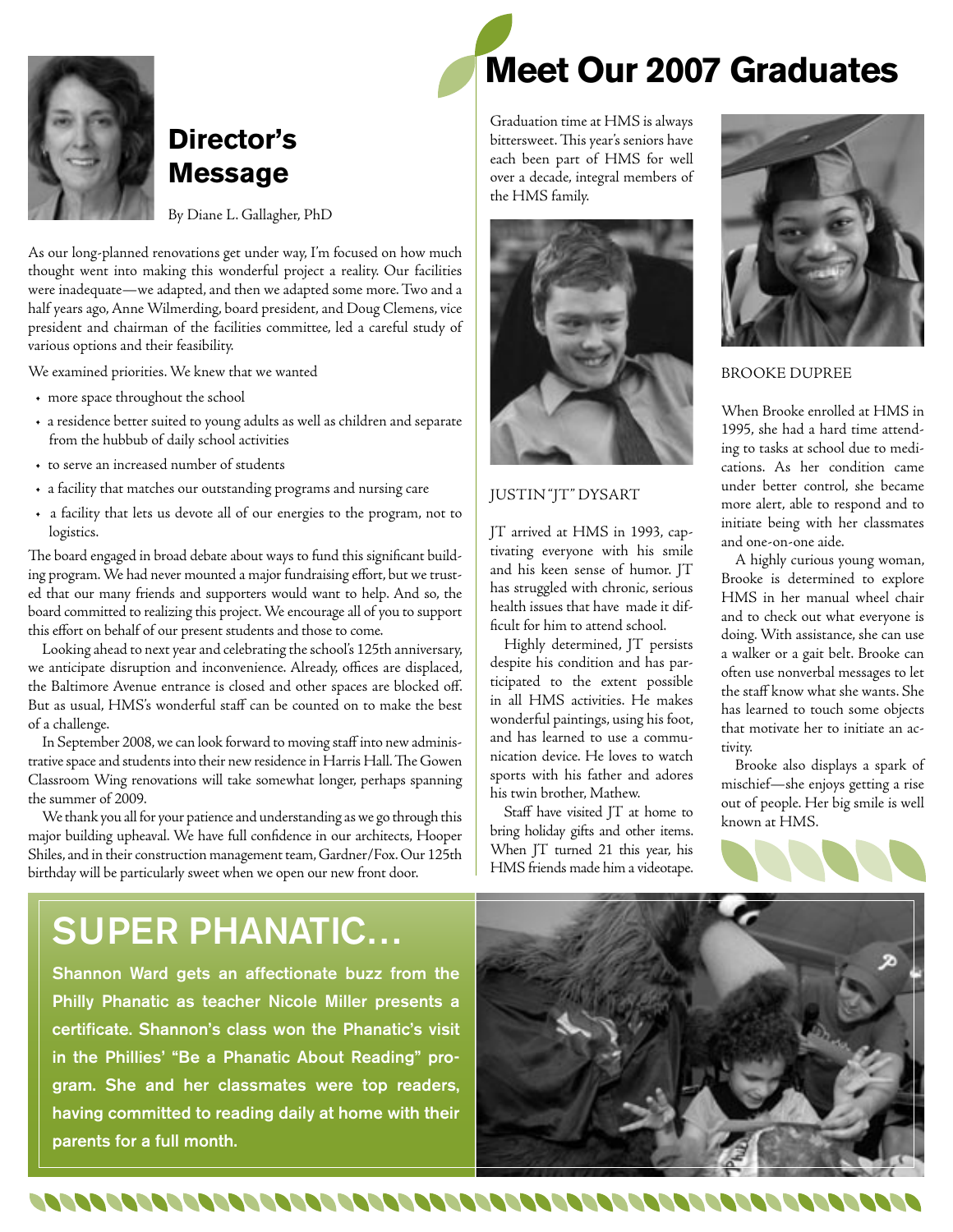## Director's Message

By Diane L. Gallagher, PhD

As our long-planned renovations get under way, I'm focused on how much thought went into making this wonderful project a reality. Our facilities were inadequate—we adapted, and then we adapted some more. Two and a half years ago, Anne Wilmerding, board president, and Doug Clemens, vice president and chairman of the facilities committee, led a careful study of various options and their feasibility.

We examined priorities. We knew that we wanted

- more space throughout the school
- a residence better suited to young adults as well as children and separate from the hubbub of daily school activities
- to serve an increased number of students
- a facility that matches our outstanding programs and nursing care
- a facility that lets us devote all of our energies to the program, not to logistics.

The board engaged in broad debate about ways to fund this significant building program. We had never mounted a major fundraising effort, but we trusted that our many friends and supporters would want to help. And so, the board committed to realizing this project. We encourage all of you to support this effort on behalf of our present students and those to come.

Looking ahead to next year and celebrating the school's 125th anniversary, we anticipate disruption and inconvenience. Already, offices are displaced, the Baltimore Avenue entrance is closed and other spaces are blocked off. But as usual, HMS's wonderful staff can be counted on to make the best of a challenge.

In September 2008, we can look forward to moving staff into new administrative space and students into their new residence in Harris Hall. The Gowen Classroom Wing renovations will take somewhat longer, perhaps spanning the summer of 2009.

We thank you all for your patience and understanding as we go through this major building upheaval. We have full confidence in our architects, Hooper Shiles, and in their construction management team, Gardner/Fox. Our 125th birthday will be particularly sweet when we open our new front door.

# Meet Our 2007 Graduates

Graduation time at HMS is always bittersweet. This year's seniors have each been part of HMS for well over a decade, integral members of the HMS family.

JUSTIN "JT" DYSART

JT arrived at HMS in 1993, captivating everyone with his smile and his keen sense of humor. JT has struggled with chronic, serious health issues that have made it difficult for him to attend school.

Highly determined, JT persists despite his condition and has participated to the extent possible in all HMS activities. He makes wonderful paintings, using his foot, and has learned to use a communication device. He loves to watch sports with his father and adores his twin brother, Mathew.

Staff have visited JT at home to bring holiday gifts and other items. When JT turned 21 this year, his HMS friends made him a videotape.

BROOKE DUPREE

When Brooke enrolled at HMS in 1995, she had a hard time attending to tasks at school due to medications. As her condition came under better control, she became more alert, able to respond and to initiate being with her classmates and one-on-one aide.

A highly curious young woman, Brooke is determined to explore HMS in her manual wheel chair and to check out what everyone is doing. With assistance, she can use a walker or a gait belt. Brooke can often use nonverbal messages to let the staff know what she wants. She has learned to touch some objects that motivate her to initiate an activity.

Brooke also displays a spark of mischief—she enjoys getting a rise out of people. Her big smile is well known at HMS.

## SUPER PHANATIC…

**Shannon Ward gets an affectionate buzz from the Philly Phanatic as teacher Nicole Miller presents a certificate. Shannon's class won the Phanatic's visit in the Phillies' "Be a Phanatic About Reading" program. She and her classmates were top readers, having committed to reading daily at home with their parents for a full month.**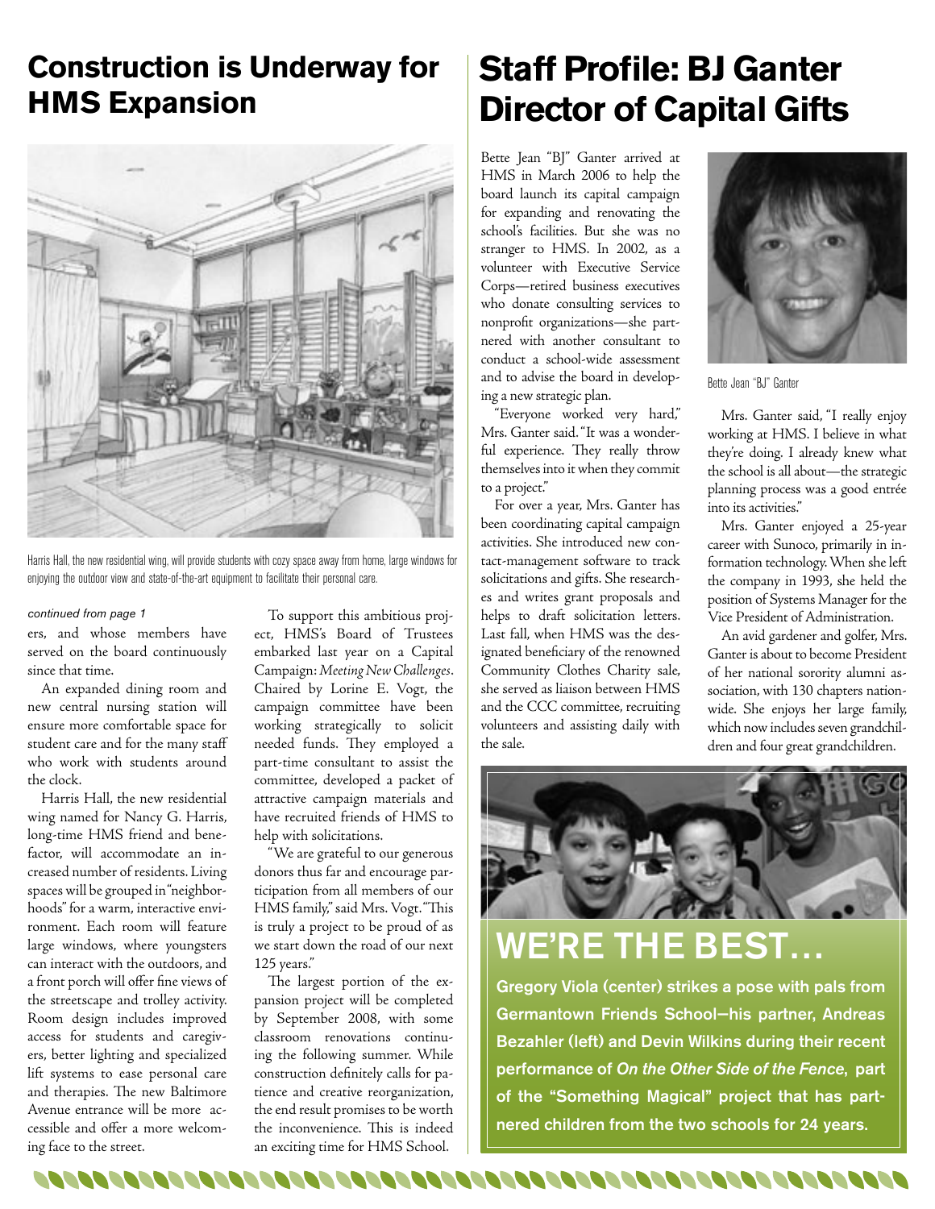## Construction is Underway for HMS Expansion

Harris Hall, the new residential wing, will provide students with cozy space away from home, large windows for enjoying the outdoor view and state-of-the-art equipment to facilitate their personal care.

*continued from page 1*

ers, and whose members have served on the board continuously since that time.

An expanded dining room and new central nursing station will ensure more comfortable space for student care and for the many staff who work with students around the clock.

Harris Hall, the new residential wing named for Nancy G. Harris, long-time HMS friend and benefactor, will accommodate an increased number of residents. Living spaces will be grouped in "neighborhoods" for a warm, interactive environment. Each room will feature large windows, where youngsters can interact with the outdoors, and a front porch will offer fine views of the streetscape and trolley activity. Room design includes improved access for students and caregivers, better lighting and specialized lift systems to ease personal care and therapies. The new Baltimore Avenue entrance will be more accessible and offer a more welcoming face to the street.

To support this ambitious project, HMS's Board of Trustees embarked last year on a Capital Campaign: *Meeting New Challenges*. Chaired by Lorine E. Vogt, the campaign committee have been working strategically to solicit needed funds. They employed a part-time consultant to assist the committee, developed a packet of attractive campaign materials and have recruited friends of HMS to help with solicitations.

"We are grateful to our generous donors thus far and encourage participation from all members of our HMS family," said Mrs. Vogt. "This is truly a project to be proud of as we start down the road of our next 125 years."

The largest portion of the expansion project will be completed by September 2008, with some classroom renovations continuing the following summer. While construction definitely calls for patience and creative reorganization, the end result promises to be worth the inconvenience. This is indeed an exciting time for HMS School.

## Staff Profile: BJ Ganter Director of Capital Gifts

Bette Jean "BJ" Ganter arrived at HMS in March 2006 to help the board launch its capital campaign for expanding and renovating the school's facilities. But she was no stranger to HMS. In 2002, as a volunteer with Executive Service Corps—retired business executives who donate consulting services to nonprofit organizations—she partnered with another consultant to conduct a school-wide assessment and to advise the board in developing a new strategic plan.

"Everyone worked very hard," Mrs. Ganter said. "It was a wonderful experience. They really throw themselves into it when they commit to a project."

For over a year, Mrs. Ganter has been coordinating capital campaign activities. She introduced new contact-management software to track solicitations and gifts. She researches and writes grant proposals and helps to draft solicitation letters. Last fall, when HMS was the designated beneficiary of the renowned Community Clothes Charity sale, she served as liaison between HMS and the CCC committee, recruiting volunteers and assisting daily with the sale.

Bette Jean "BJ" Ganter

Mrs. Ganter said, "I really enjoy working at HMS. I believe in what they're doing. I already knew what the school is all about—the strategic planning process was a good entrée into its activities."

Mrs. Ganter enjoyed a 25-year career with Sunoco, primarily in information technology. When she left the company in 1993, she held the position of Systems Manager for the Vice President of Administration.

An avid gardener and golfer, Mrs. Ganter is about to become President of her national sorority alumni association, with 130 chapters nationwide. She enjoys her large family, which now includes seven grandchildren and four great grandchildren.

## WE'RE THE BEST…

**Gregory Viola (center) strikes a pose with pals from Germantown Friends School—his partner, Andreas Bezahler (left) and Devin Wilkins during their recent performance of *On the Other Side of the Fence*, part of the "Something Magical" project that has partnered children from the two schools for 24 years.**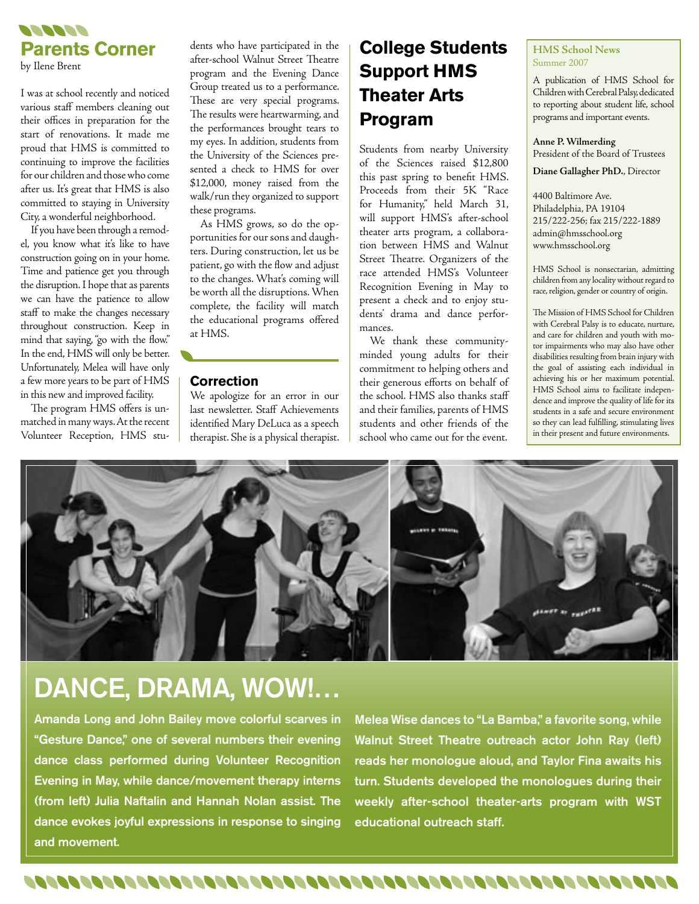## Parents Corner

by Ilene Brent

I was at school recently and noticed various staff members cleaning out their offices in preparation for the start of renovations. It made me proud that HMS is committed to continuing to improve the facilities for our children and those who come after us. It's great that HMS is also committed to staying in University City, a wonderful neighborhood.

If you have been through a remodel, you know what it's like to have construction going on in your home. Time and patience get you through the disruption. I hope that as parents we can have the patience to allow staff to make the changes necessary throughout construction. Keep in mind that saying, "go with the flow." In the end, HMS will only be better. Unfortunately, Melea will have only a few more years to be part of HMS in this new and improved facility.

The program HMS offers is unmatched in many ways. At the recent Volunteer Reception, HMS students who have participated in the after-school Walnut Street Theatre program and the Evening Dance Group treated us to a performance. These are very special programs. The results were heartwarming, and the performances brought tears to my eyes. In addition, students from the University of the Sciences presented a check to HMS for over $12,000, money raised from the walk/run they organized to support these programs.

As HMS grows, so do the opportunities for our sons and daughters. During construction, let us be patient, go with the flow and adjust to the changes. What's coming will be worth all the disruptions. When complete, the facility will match the educational programs offered at HMS.

### Correction

We apologize for an error in our last newsletter. Staff Achievements identified Mary DeLuca as a speech therapist. She is a physical therapist.

## College Students Support HMS Theater Arts Program

Students from nearby University of the Sciences raised $12,800 this past spring to benefit HMS. Proceeds from their 5K "Race for Humanity," held March 31, will support HMS's after-school theater arts program, a collaboration between HMS and Walnut Street Theatre. Organizers of the race attended HMS's Volunteer Recognition Evening in May to present a check and to enjoy students' drama and dance performances.

We thank these community-minded young adults for their commitment to helping others and their generous efforts on behalf of the school. HMS also thanks staff and their families, parents of HMS students and other friends of the school who came out for the event.

**HMS School News**
Summer 2007

A publication of HMS School for Children with Cerebral Palsy, dedicated to reporting about student life, school programs and important events.

**Anne P. Wilmerding**
President of the Board of Trustees

**Diane Gallagher PhD.**, Director

4400 Baltimore Ave.
Philadelphia, PA 19104
215/222-256; fax 215/222-1889
admin@hmsschool.org
www.hmsschool.org

HMS School is nonsectarian, admitting children from any locality without regard to race, religion, gender or country of origin.

The Mission of HMS School for Children with Cerebral Palsy is to educate, nurture, and care for children and youth with motor impairments who may also have other disabilities resulting from brain injury with the goal of assisting each individual in achieving his or her maximum potential. HMS School aims to facilitate independence and improve the quality of life for its students in a safe and secure environment so they can lead fulfilling, stimulating lives in their present and future environments.

## DANCE, DRAMA, WOW!…

**Amanda Long and John Bailey move colorful scarves in "Gesture Dance," one of several numbers their evening dance class performed during Volunteer Recognition Evening in May, while dance/movement therapy interns (from left) Julia Naftalin and Hannah Nolan assist. The dance evokes joyful expressions in response to singing and movement.**

**Melea Wise dances to "La Bamba," a favorite song, while Walnut Street Theatre outreach actor John Ray (left) reads her monologue aloud, and Taylor Fina awaits his turn. Students developed the monologues during their weekly after-school theater-arts program with WST educational outreach staff.**